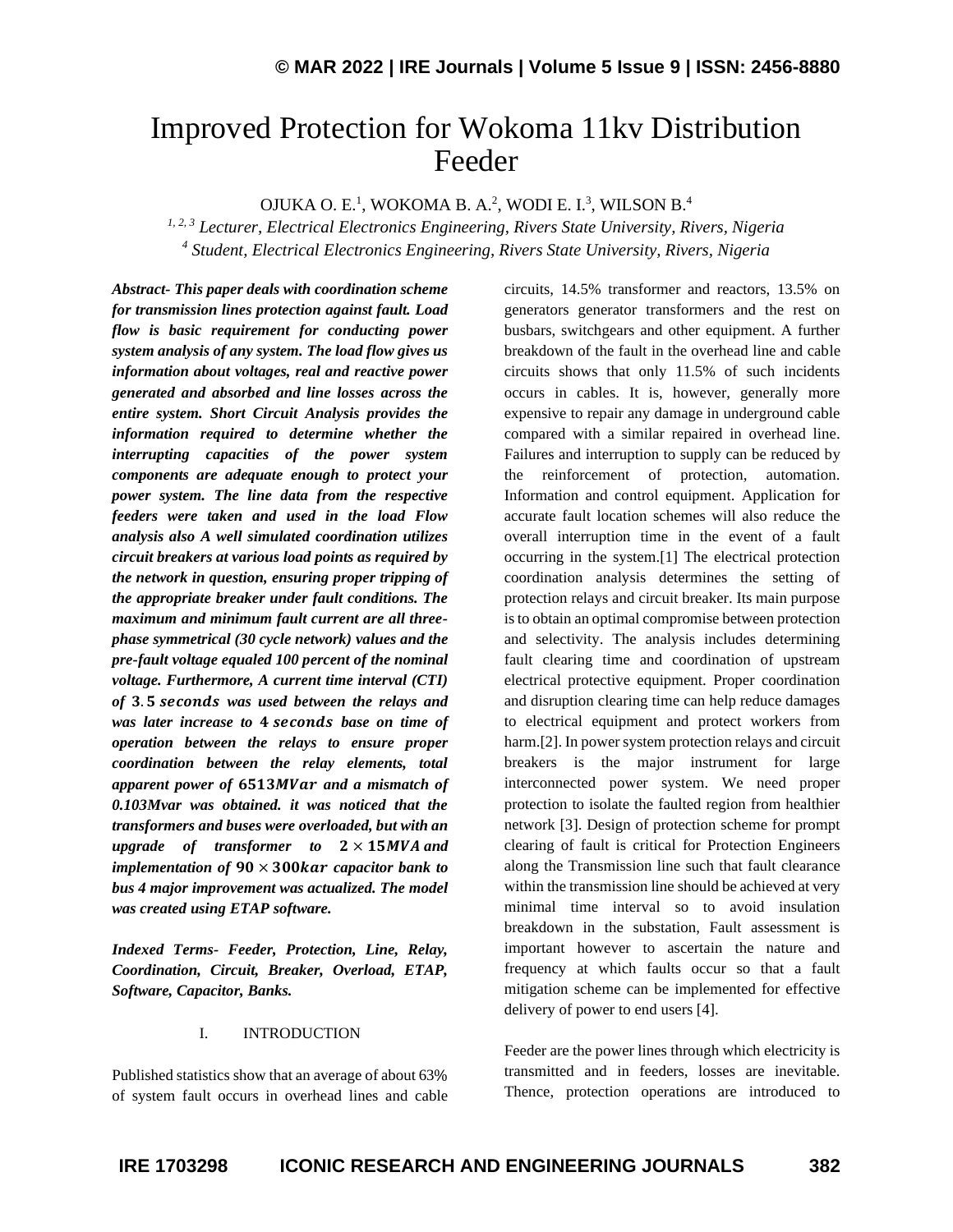# Improved Protection for Wokoma 11kv Distribution Feeder

OJUKA O. E.[1], WOKOMA B. A.[2], WODI E. I.[3], WILSON B.[4]

*[1, 2, 3] Lecturer, Electrical Electronics Engineering, Rivers State University, Rivers, Nigeria*
*[4] Student, Electrical Electronics Engineering, Rivers State University, Rivers, Nigeria*

***Abstract-** This paper deals with coordination scheme for transmission lines protection against fault. Load flow is basic requirement for conducting power system analysis of any system. The load flow gives us information about voltages, real and reactive power generated and absorbed and line losses across the entire system. Short Circuit Analysis provides the information required to determine whether the interrupting capacities of the power system components are adequate enough to protect your power system. The line data from the respective feeders were taken and used in the load Flow analysis also A well simulated coordination utilizes circuit breakers at various load points as required by the network in question, ensuring proper tripping of the appropriate breaker under fault conditions. The maximum and minimum fault current are all three-phase symmetrical (30 cycle network) values and the pre-fault voltage equaled 100 percent of the nominal voltage. Furthermore, A current time interval (CTI) of $3.5\ seconds$ was used between the relays and was later increase to $4\ seconds$ base on time of operation between the relays to ensure proper coordination between the relay elements, total apparent power of $6513MVar$ and a mismatch of 0.103Mvar was obtained. it was noticed that the transformers and buses were overloaded, but with an upgrade of transformer to $2 \times 15MVA$ and implementation of $90 \times 300kar$ capacitor bank to bus 4 major improvement was actualized. The model was created using ETAP software.*

***Indexed Terms-** Feeder, Protection, Line, Relay, Coordination, Circuit, Breaker, Overload, ETAP, Software, Capacitor, Banks.*

## I. INTRODUCTION

Published statistics show that an average of about 63% of system fault occurs in overhead lines and cable circuits, 14.5% transformer and reactors, 13.5% on generators generator transformers and the rest on busbars, switchgears and other equipment. A further breakdown of the fault in the overhead line and cable circuits shows that only 11.5% of such incidents occurs in cables. It is, however, generally more expensive to repair any damage in underground cable compared with a similar repaired in overhead line. Failures and interruption to supply can be reduced by the reinforcement of protection, automation. Information and control equipment. Application for accurate fault location schemes will also reduce the overall interruption time in the event of a fault occurring in the system.[1] The electrical protection coordination analysis determines the setting of protection relays and circuit breaker. Its main purpose is to obtain an optimal compromise between protection and selectivity. The analysis includes determining fault clearing time and coordination of upstream electrical protective equipment. Proper coordination and disruption clearing time can help reduce damages to electrical equipment and protect workers from harm.[2]. In power system protection relays and circuit breakers is the major instrument for large interconnected power system. We need proper protection to isolate the faulted region from healthier network [3]. Design of protection scheme for prompt clearing of fault is critical for Protection Engineers along the Transmission line such that fault clearance within the transmission line should be achieved at very minimal time interval so to avoid insulation breakdown in the substation, Fault assessment is important however to ascertain the nature and frequency at which faults occur so that a fault mitigation scheme can be implemented for effective delivery of power to end users [4].

Feeder are the power lines through which electricity is transmitted and in feeders, losses are inevitable. Thence, protection operations are introduced to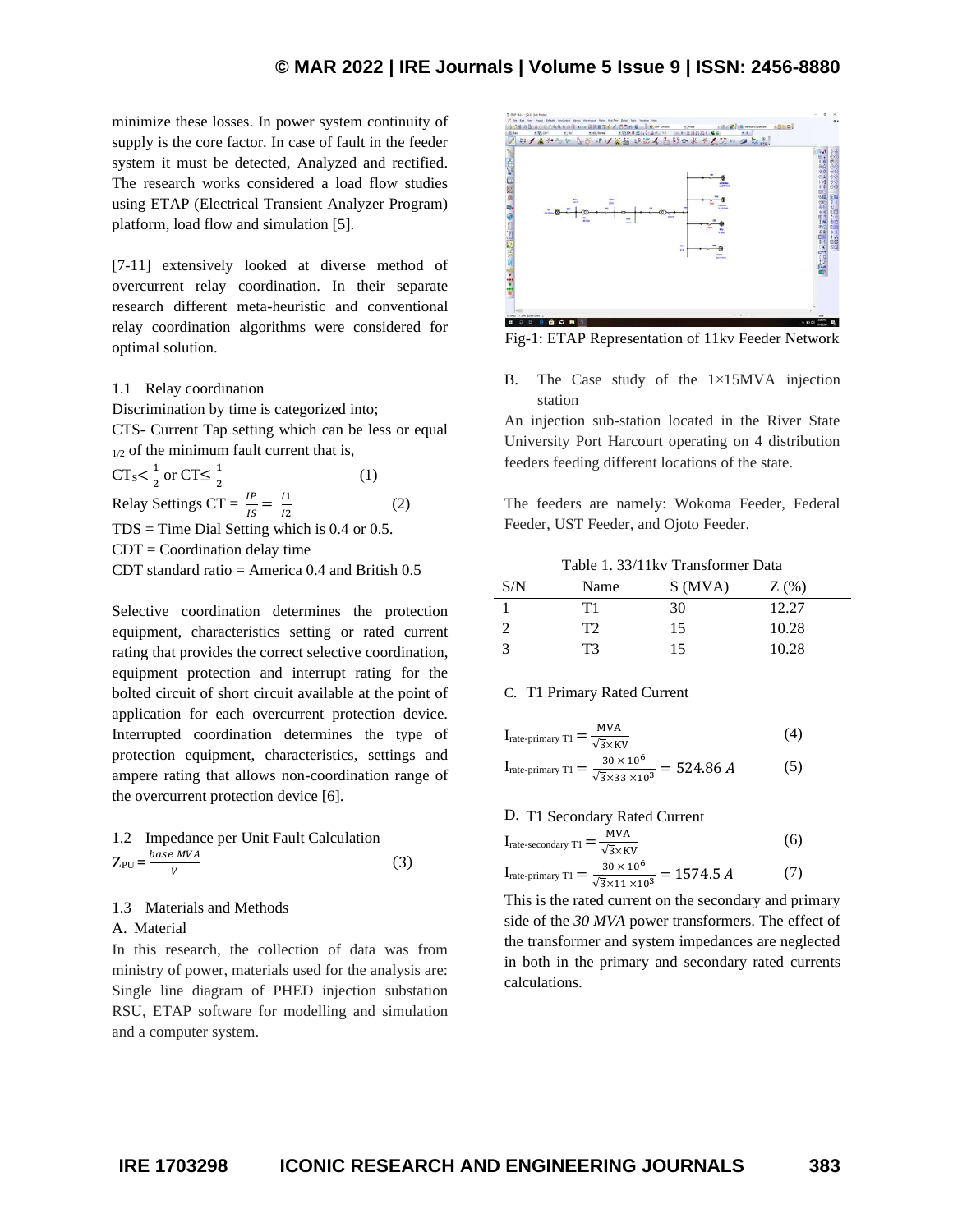minimize these losses. In power system continuity of supply is the core factor. In case of fault in the feeder system it must be detected, Analyzed and rectified. The research works considered a load flow studies using ETAP (Electrical Transient Analyzer Program) platform, load flow and simulation [5].

[7-11] extensively looked at diverse method of overcurrent relay coordination. In their separate research different meta-heuristic and conventional relay coordination algorithms were considered for optimal solution.

### 1.1 Relay coordination

Discrimination by time is categorized into;

CTS- Current Tap setting which can be less or equal 1/2 of the minimum fault current that is,

$$CT_S < \frac{1}{2} \text{ or } CT \leq \frac{1}{2} \quad (1)$$

$$\text{Relay Settings CT} = \frac{IP}{IS} = \frac{I1}{I2} \quad (2)$$

TDS = Time Dial Setting which is 0.4 or 0.5.

CDT = Coordination delay time

CDT standard ratio = America 0.4 and British 0.5

Selective coordination determines the protection equipment, characteristics setting or rated current rating that provides the correct selective coordination, equipment protection and interrupt rating for the bolted circuit of short circuit available at the point of application for each overcurrent protection device. Interrupted coordination determines the type of protection equipment, characteristics, settings and ampere rating that allows non-coordination range of the overcurrent protection device [6].

### 1.2 Impedance per Unit Fault Calculation

$$Z_{PU} = \frac{base\ MVA}{V} \quad (3)$$

### 1.3 Materials and Methods

A. Material

In this research, the collection of data was from ministry of power, materials used for the analysis are: Single line diagram of PHED injection substation RSU, ETAP software for modelling and simulation and a computer system.

Fig-1: ETAP Representation of 11kv Feeder Network

B. The Case study of the 1×15MVA injection station

An injection sub-station located in the River State University Port Harcourt operating on 4 distribution feeders feeding different locations of the state.

The feeders are namely: Wokoma Feeder, Federal Feeder, UST Feeder, and Ojoto Feeder.

Table 1. 33/11kv Transformer Data

| S/N | Name | S (MVA) | Z (%) |
|---|---|---|---|
| 1 | T1 | 30 | 12.27 |
| 2 | T2 | 15 | 10.28 |
| 3 | T3 | 15 | 10.28 |

C. T1 Primary Rated Current

$$I_{\text{rate-primary T1}} = \frac{\text{MVA}}{\sqrt{3} \times \text{KV}} \quad (4)$$

$$I_{\text{rate-primary T1}} = \frac{30 \times 10^6}{\sqrt{3} \times 33 \times 10^3} = 524.86\ A \quad (5)$$

D. T1 Secondary Rated Current

$$I_{\text{rate-secondary T1}} = \frac{\text{MVA}}{\sqrt{3} \times \text{KV}} \quad (6)$$

$$I_{\text{rate-primary T1}} = \frac{30 \times 10^6}{\sqrt{3} \times 11 \times 10^3} = 1574.5\ A \quad (7)$$

This is the rated current on the secondary and primary side of the *30 MVA* power transformers. The effect of the transformer and system impedances are neglected in both in the primary and secondary rated currents calculations.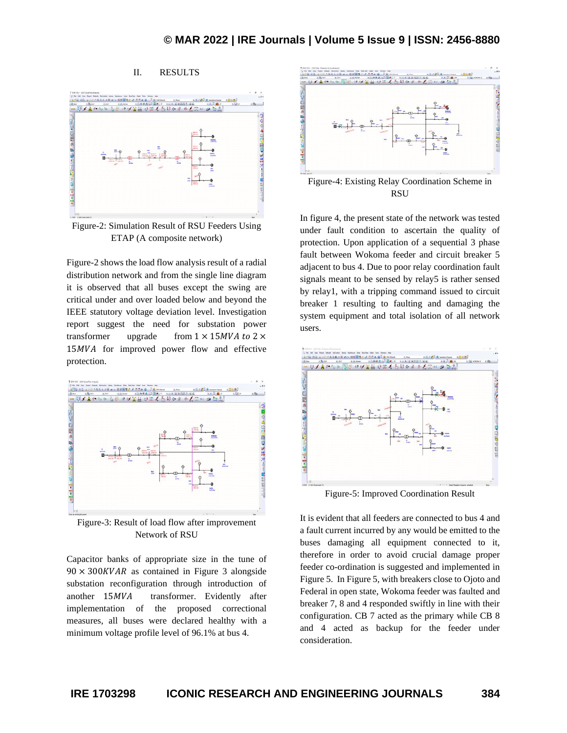## II. RESULTS

Figure-2: Simulation Result of RSU Feeders Using ETAP (A composite network)

Figure-2 shows the load flow analysis result of a radial distribution network and from the single line diagram it is observed that all buses except the swing are critical under and over loaded below and beyond the IEEE statutory voltage deviation level. Investigation report suggest the need for substation power transformer upgrade from $1 \times 15MVA$ to $2 \times 15MVA$ for improved power flow and effective protection.

Figure-3: Result of load flow after improvement Network of RSU

Capacitor banks of appropriate size in the tune of $90 \times 300KVAR$ as contained in Figure 3 alongside substation reconfiguration through introduction of another $15MVA$ transformer. Evidently after implementation of the proposed correctional measures, all buses were declared healthy with a minimum voltage profile level of 96.1% at bus 4.

Figure-4: Existing Relay Coordination Scheme in RSU

In figure 4, the present state of the network was tested under fault condition to ascertain the quality of protection. Upon application of a sequential 3 phase fault between Wokoma feeder and circuit breaker 5 adjacent to bus 4. Due to poor relay coordination fault signals meant to be sensed by relay5 is rather sensed by relay1, with a tripping command issued to circuit breaker 1 resulting to faulting and damaging the system equipment and total isolation of all network users.

Figure-5: Improved Coordination Result

It is evident that all feeders are connected to bus 4 and a fault current incurred by any would be emitted to the buses damaging all equipment connected to it, therefore in order to avoid crucial damage proper feeder co-ordination is suggested and implemented in Figure 5. In Figure 5, with breakers close to Ojoto and Federal in open state, Wokoma feeder was faulted and breaker 7, 8 and 4 responded swiftly in line with their configuration. CB 7 acted as the primary while CB 8 and 4 acted as backup for the feeder under consideration.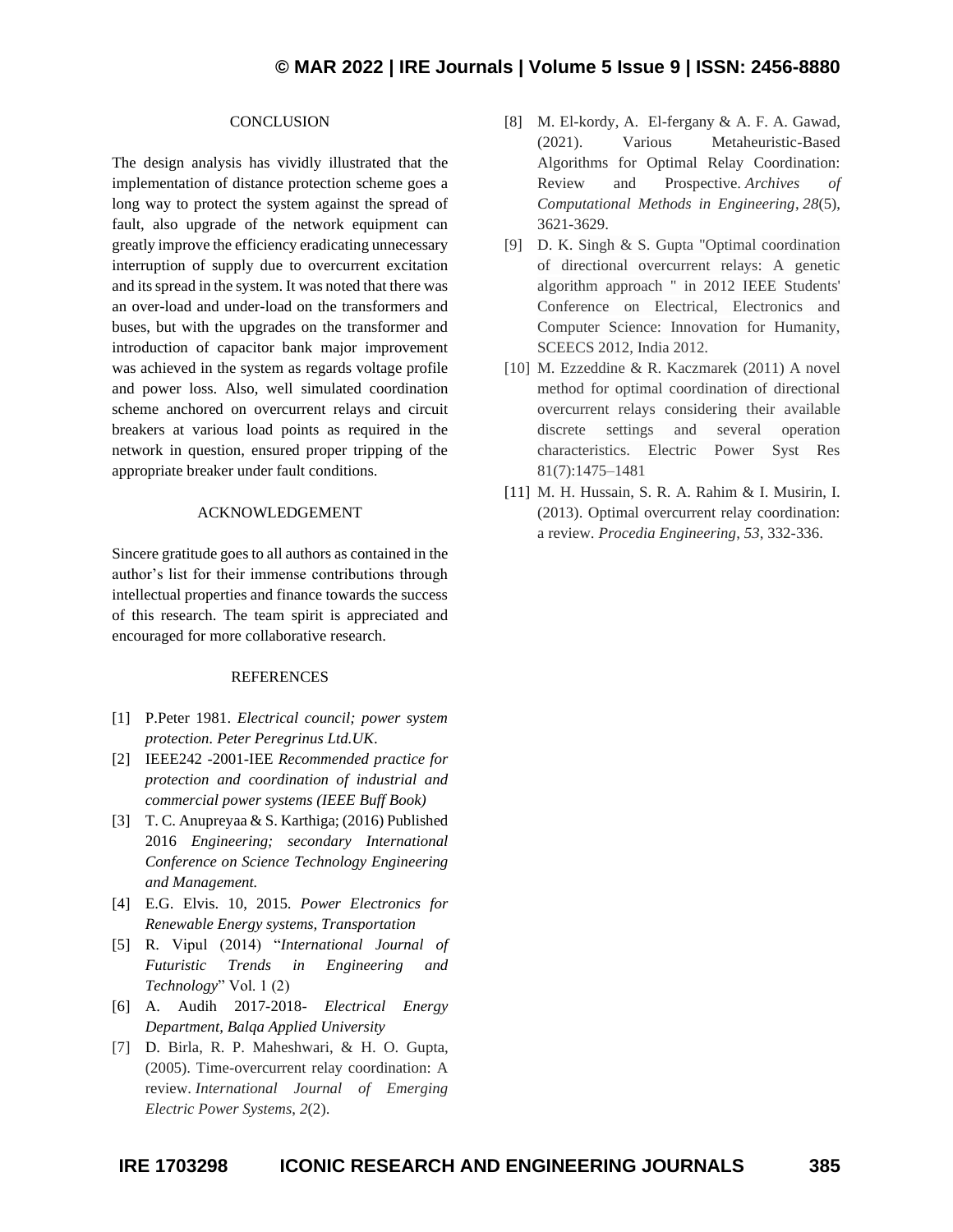## CONCLUSION

The design analysis has vividly illustrated that the implementation of distance protection scheme goes a long way to protect the system against the spread of fault, also upgrade of the network equipment can greatly improve the efficiency eradicating unnecessary interruption of supply due to overcurrent excitation and its spread in the system. It was noted that there was an over-load and under-load on the transformers and buses, but with the upgrades on the transformer and introduction of capacitor bank major improvement was achieved in the system as regards voltage profile and power loss. Also, well simulated coordination scheme anchored on overcurrent relays and circuit breakers at various load points as required in the network in question, ensured proper tripping of the appropriate breaker under fault conditions.

## ACKNOWLEDGEMENT

Sincere gratitude goes to all authors as contained in the author's list for their immense contributions through intellectual properties and finance towards the success of this research. The team spirit is appreciated and encouraged for more collaborative research.

## REFERENCES

[1] P.Peter 1981. *Electrical council; power system protection. Peter Peregrinus Ltd.UK*.

[2] IEEE242 -2001-IEE *Recommended practice for protection and coordination of industrial and commercial power systems (IEEE Buff Book)*

[3] T. C. Anupreyaa & S. Karthiga; (2016) Published 2016 *Engineering; secondary International Conference on Science Technology Engineering and Management.*

[4] E.G. Elvis. 10, 2015. *Power Electronics for Renewable Energy systems, Transportation*

[5] R. Vipul (2014) "*International Journal of Futuristic Trends in Engineering and Technology*" Vol. 1 (2)

[6] A. Audih 2017-2018- *Electrical Energy Department, Balqa Applied University*

[7] D. Birla, R. P. Maheshwari, & H. O. Gupta, (2005). Time-overcurrent relay coordination: A review. *International Journal of Emerging Electric Power Systems*, *2*(2).

[8] M. El-kordy, A. El-fergany & A. F. A. Gawad, (2021). Various Metaheuristic-Based Algorithms for Optimal Relay Coordination: Review and Prospective. *Archives of Computational Methods in Engineering*, *28*(5), 3621-3629.

[9] D. K. Singh & S. Gupta "Optimal coordination of directional overcurrent relays: A genetic algorithm approach " in 2012 IEEE Students' Conference on Electrical, Electronics and Computer Science: Innovation for Humanity, SCEECS 2012, India 2012.

[10] M. Ezzeddine & R. Kaczmarek (2011) A novel method for optimal coordination of directional overcurrent relays considering their available discrete settings and several operation characteristics. Electric Power Syst Res 81(7):1475–1481

[11] M. H. Hussain, S. R. A. Rahim & I. Musirin, I. (2013). Optimal overcurrent relay coordination: a review. *Procedia Engineering*, *53*, 332-336.